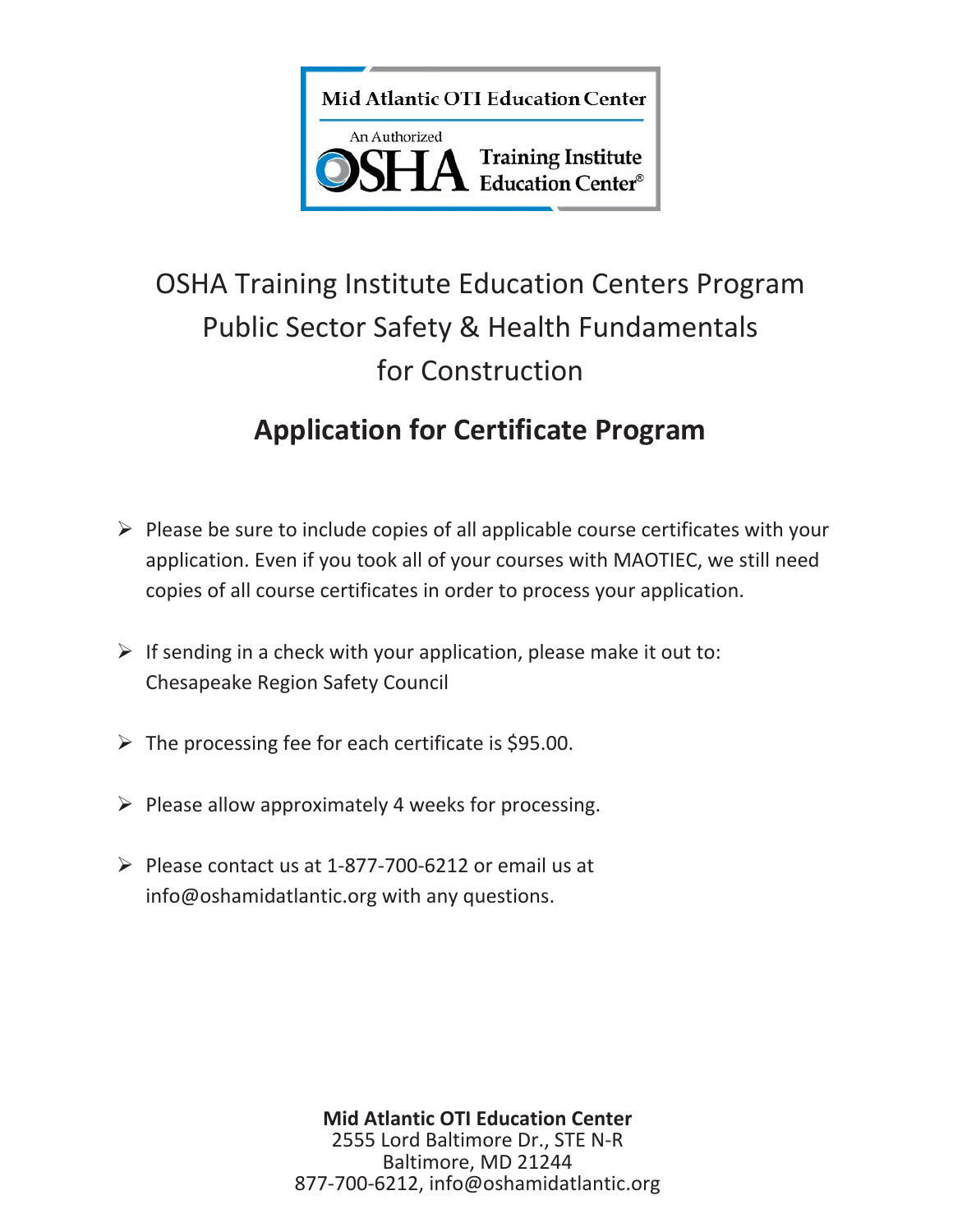Mid Atlantic OTI Education Center

An Authorized OSHA Training Institute Education Center®

# OSHA Training Institute Education Centers Program
# Public Sector Safety & Health Fundamentals for Construction

## Application for Certificate Program

- Please be sure to include copies of all applicable course certificates with your application. Even if you took all of your courses with MAOTIEC, we still need copies of all course certificates in order to process your application.
- If sending in a check with your application, please make it out to: Chesapeake Region Safety Council
- The processing fee for each certificate is $95.00.
- Please allow approximately 4 weeks for processing.
- Please contact us at 1-877-700-6212 or email us at info@oshamidatlantic.org with any questions.

**Mid Atlantic OTI Education Center**
2555 Lord Baltimore Dr., STE N-R
Baltimore, MD 21244
877-700-6212, info@oshamidatlantic.org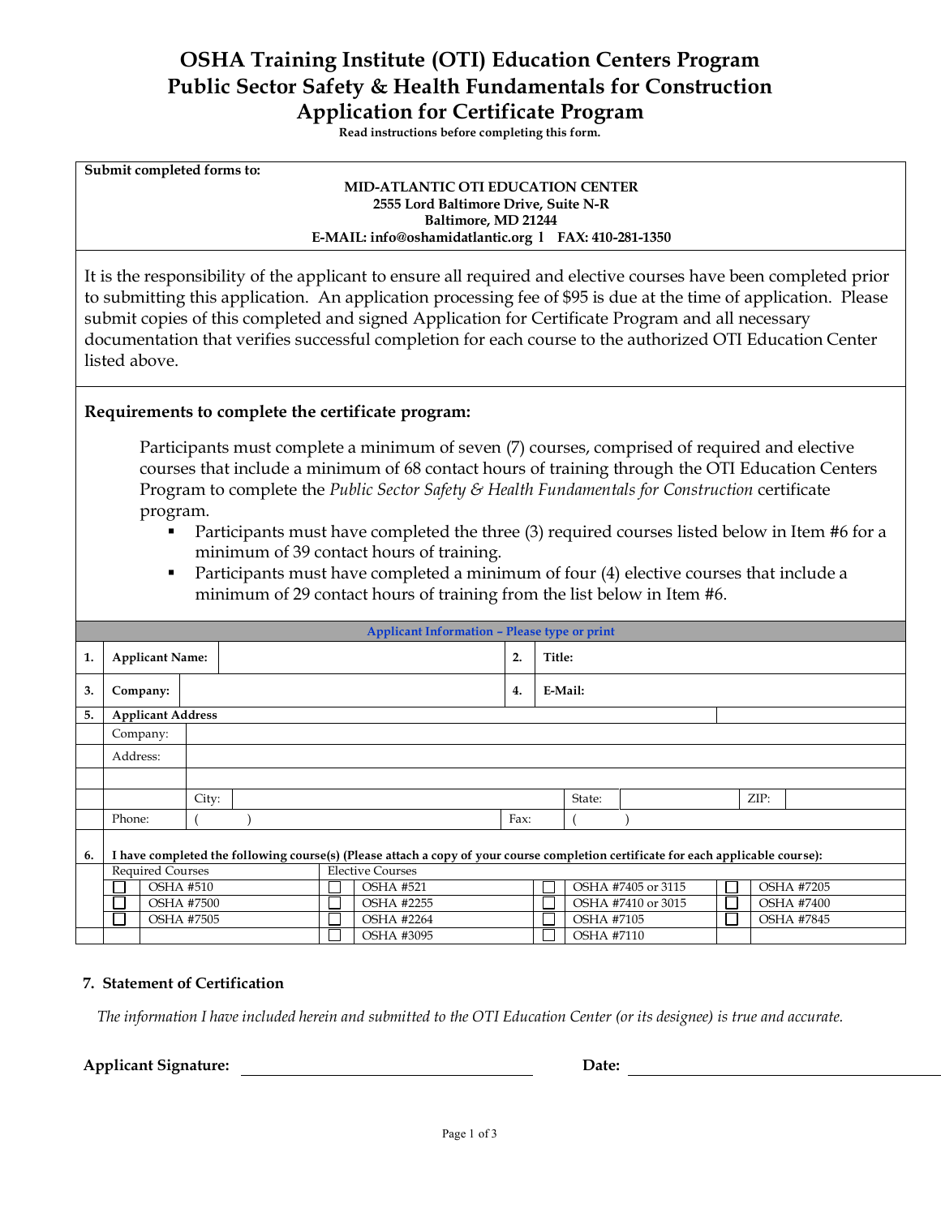# OSHA Training Institute (OTI) Education Centers Program
# Public Sector Safety & Health Fundamentals for Construction
# Application for Certificate Program

**Read instructions before completing this form.**

**Submit completed forms to:**

**MID-ATLANTIC OTI EDUCATION CENTER**
**2555 Lord Baltimore Drive, Suite N-R**
**Baltimore, MD 21244**
**E-MAIL: info@oshamidatlantic.org l FAX: 410-281-1350**

It is the responsibility of the applicant to ensure all required and elective courses have been completed prior to submitting this application. An application processing fee of $95 is due at the time of application. Please submit copies of this completed and signed Application for Certificate Program and all necessary documentation that verifies successful completion for each course to the authorized OTI Education Center listed above.

**Requirements to complete the certificate program:**

Participants must complete a minimum of seven (7) courses, comprised of required and elective courses that include a minimum of 68 contact hours of training through the OTI Education Centers Program to complete the *Public Sector Safety & Health Fundamentals for Construction* certificate program.

- Participants must have completed the three (3) required courses listed below in Item #6 for a minimum of 39 contact hours of training.
- Participants must have completed a minimum of four (4) elective courses that include a minimum of 29 contact hours of training from the list below in Item #6.

**Applicant Information – Please type or print**

| | | | |
|---|---|---|---|
| **1.** | **Applicant Name:** | **2.** | **Title:** |
| **3.** | **Company:** | **4.** | **E-Mail:** |

**5. Applicant Address**

| | | | | | |
|---|---|---|---|---|---|
| Company: | | | | | |
| Address: | | | | | |
| | | | | | |
| City: | | State: | | ZIP: | |
| Phone: | ( ) | Fax: | ( ) | | |

**6. I have completed the following course(s) (Please attach a copy of your course completion certificate for each applicable course):**

| Required Courses | Elective Courses | | |
|---|---|---|---|
| ☐ OSHA #510 | ☐ OSHA #521 | ☐ OSHA #7405 or 3115 | ☐ OSHA #7205 |
| ☐ OSHA #7500 | ☐ OSHA #2255 | ☐ OSHA #7410 or 3015 | ☐ OSHA #7400 |
| ☐ OSHA #7505 | ☐ OSHA #2264 | ☐ OSHA #7105 | ☐ OSHA #7845 |
| | ☐ OSHA #3095 | ☐ OSHA #7110 | |

### 7. Statement of Certification

*The information I have included herein and submitted to the OTI Education Center (or its designee) is true and accurate.*

**Applicant Signature:** ______________________ **Date:** ______________________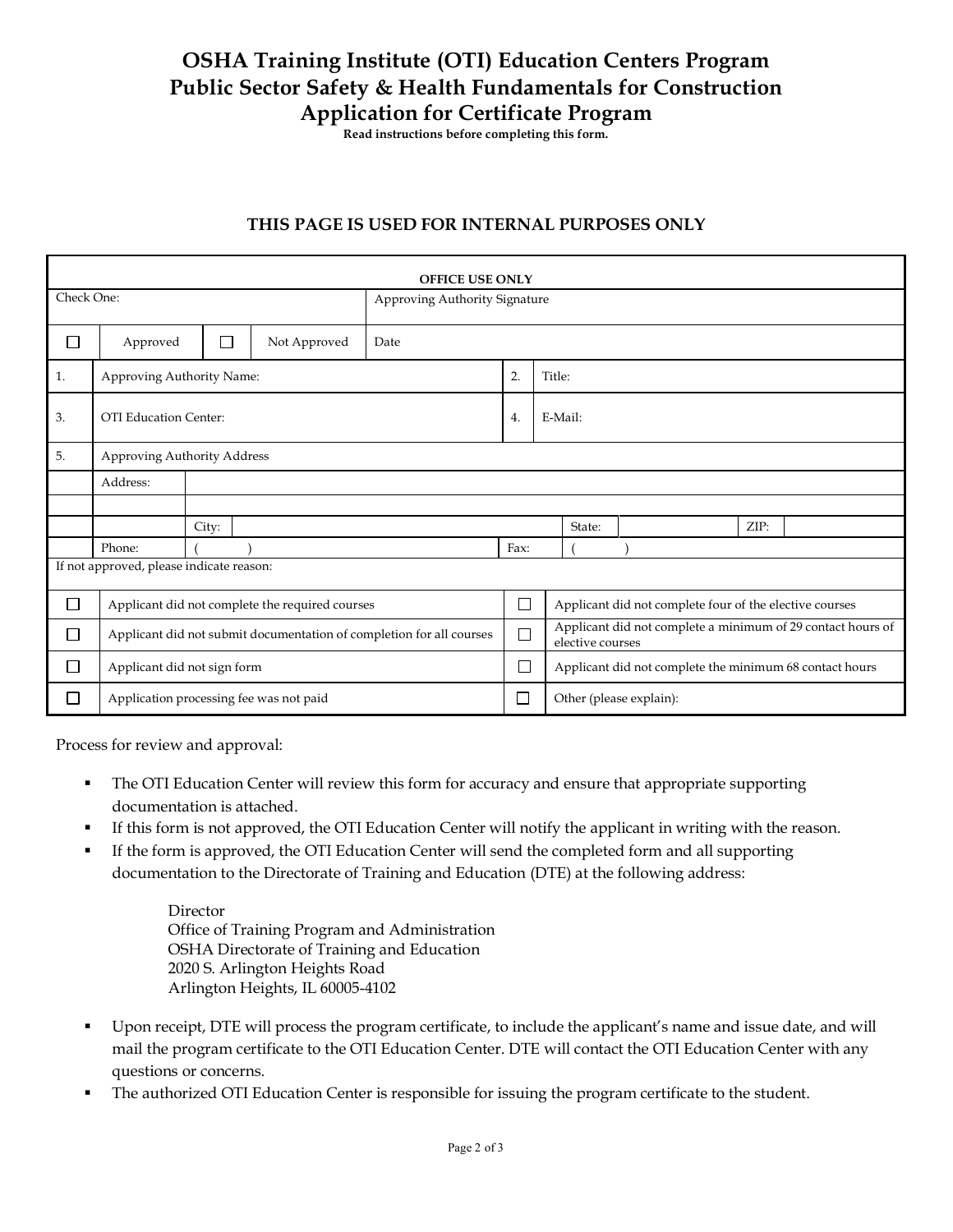# OSHA Training Institute (OTI) Education Centers Program
# Public Sector Safety & Health Fundamentals for Construction
# Application for Certificate Program

**Read instructions before completing this form.**

## THIS PAGE IS USED FOR INTERNAL PURPOSES ONLY

| OFFICE USE ONLY | | | | | | | | |
|---|---|---|---|---|---|---|---|---|
| Check One: | | | | Approving Authority Signature | | | | |
| ☐ | Approved | ☐ | Not Approved | Date | | | | |
| 1. | Approving Authority Name: | | | | 2. | Title: | | |
| 3. | OTI Education Center: | | | | 4. | E-Mail: | | |
| 5. | Approving Authority Address | | | | | | | |
| | Address: | | | | | | | |
| | | | | | | | | |
| | | City: | | | | State: | | ZIP: |
| | Phone: | ( ) | | | Fax: | ( ) | | |

If not approved, please indicate reason:

| | | | |
|---|---|---|---|
| ☐ | Applicant did not complete the required courses | ☐ | Applicant did not complete four of the elective courses |
| ☐ | Applicant did not submit documentation of completion for all courses | ☐ | Applicant did not complete a minimum of 29 contact hours of elective courses |
| ☐ | Applicant did not sign form | ☐ | Applicant did not complete the minimum 68 contact hours |
| ☐ | Application processing fee was not paid | ☐ | Other (please explain): |

Process for review and approval:

- The OTI Education Center will review this form for accuracy and ensure that appropriate supporting documentation is attached.
- If this form is not approved, the OTI Education Center will notify the applicant in writing with the reason.
- If the form is approved, the OTI Education Center will send the completed form and all supporting documentation to the Directorate of Training and Education (DTE) at the following address:

  Director
  Office of Training Program and Administration
  OSHA Directorate of Training and Education
  2020 S. Arlington Heights Road
  Arlington Heights, IL 60005-4102

- Upon receipt, DTE will process the program certificate, to include the applicant's name and issue date, and will mail the program certificate to the OTI Education Center. DTE will contact the OTI Education Center with any questions or concerns.
- The authorized OTI Education Center is responsible for issuing the program certificate to the student.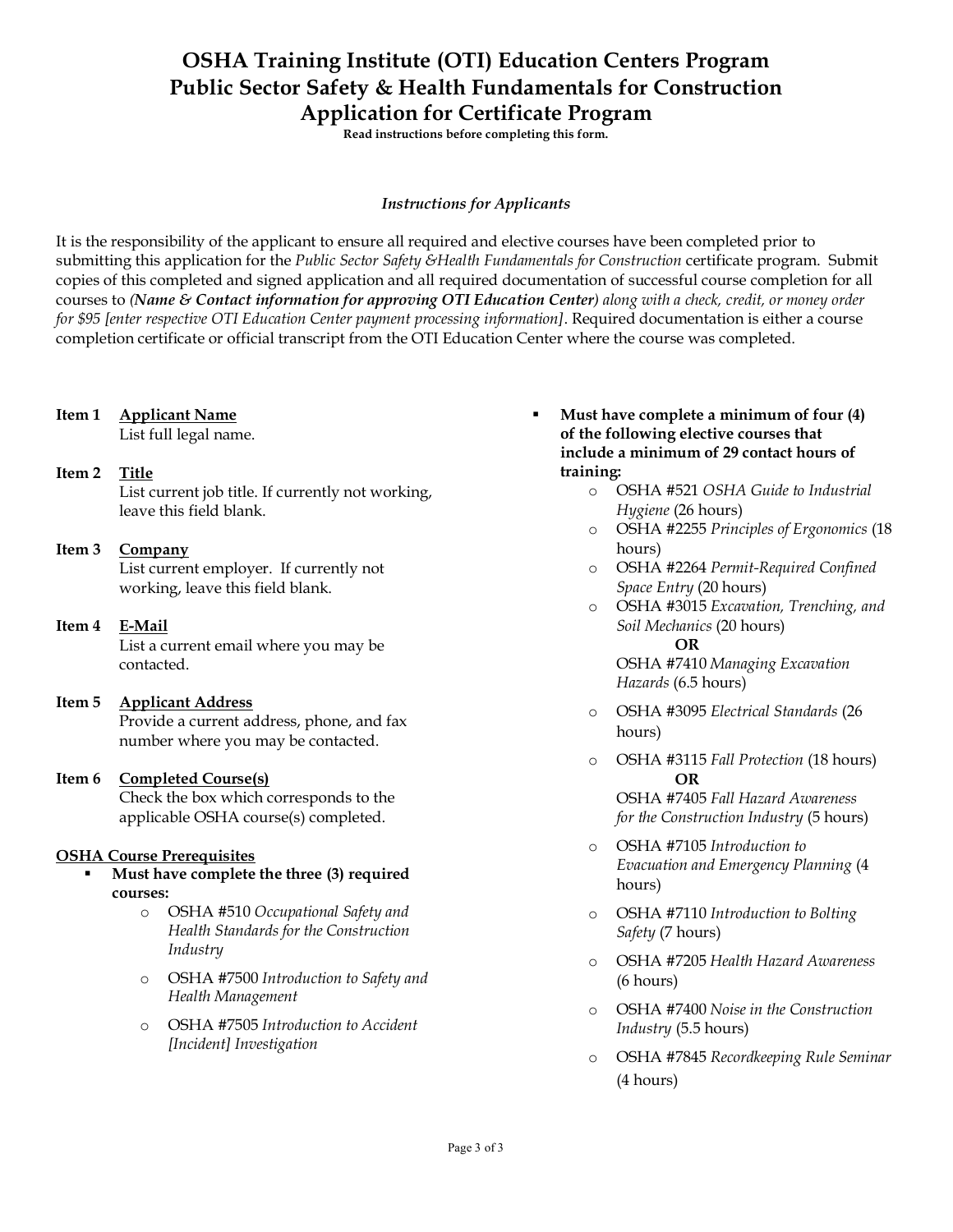# OSHA Training Institute (OTI) Education Centers Program
# Public Sector Safety & Health Fundamentals for Construction
# Application for Certificate Program

**Read instructions before completing this form.**

*Instructions for Applicants*

It is the responsibility of the applicant to ensure all required and elective courses have been completed prior to submitting this application for the *Public Sector Safety &Health Fundamentals for Construction* certificate program. Submit copies of this completed and signed application and all required documentation of successful course completion for all courses to ***(Name & Contact information for approving OTI Education Center)*** *along with a check, credit, or money order for $95 [enter respective OTI Education Center payment processing information]*. Required documentation is either a course completion certificate or official transcript from the OTI Education Center where the course was completed.

**Item 1** <u>**Applicant Name**</u>
List full legal name.

**Item 2** <u>**Title**</u>
List current job title. If currently not working, leave this field blank.

**Item 3** <u>**Company**</u>
List current employer. If currently not working, leave this field blank.

**Item 4** <u>**E-Mail**</u>
List a current email where you may be contacted.

**Item 5** <u>**Applicant Address**</u>
Provide a current address, phone, and fax number where you may be contacted.

**Item 6** <u>**Completed Course(s)**</u>
Check the box which corresponds to the applicable OSHA course(s) completed.

<u>**OSHA Course Prerequisites**</u>

- **Must have complete the three (3) required courses:**
  - OSHA #510 *Occupational Safety and Health Standards for the Construction Industry*
  - OSHA #7500 *Introduction to Safety and Health Management*
  - OSHA #7505 *Introduction to Accident [Incident] Investigation*
- **Must have complete a minimum of four (4) of the following elective courses that include a minimum of 29 contact hours of training:**
  - OSHA #521 *OSHA Guide to Industrial Hygiene* (26 hours)
  - OSHA #2255 *Principles of Ergonomics* (18 hours)
  - OSHA #2264 *Permit-Required Confined Space Entry* (20 hours)
  - OSHA #3015 *Excavation, Trenching, and Soil Mechanics* (20 hours)
    **OR**
    OSHA #7410 *Managing Excavation Hazards* (6.5 hours)
  - OSHA #3095 *Electrical Standards* (26 hours)
  - OSHA #3115 *Fall Protection* (18 hours)
    **OR**
    OSHA #7405 *Fall Hazard Awareness for the Construction Industry* (5 hours)
  - OSHA #7105 *Introduction to Evacuation and Emergency Planning* (4 hours)
  - OSHA #7110 *Introduction to Bolting Safety* (7 hours)
  - OSHA #7205 *Health Hazard Awareness* (6 hours)
  - OSHA #7400 *Noise in the Construction Industry* (5.5 hours)
  - OSHA #7845 *Recordkeeping Rule Seminar* (4 hours)